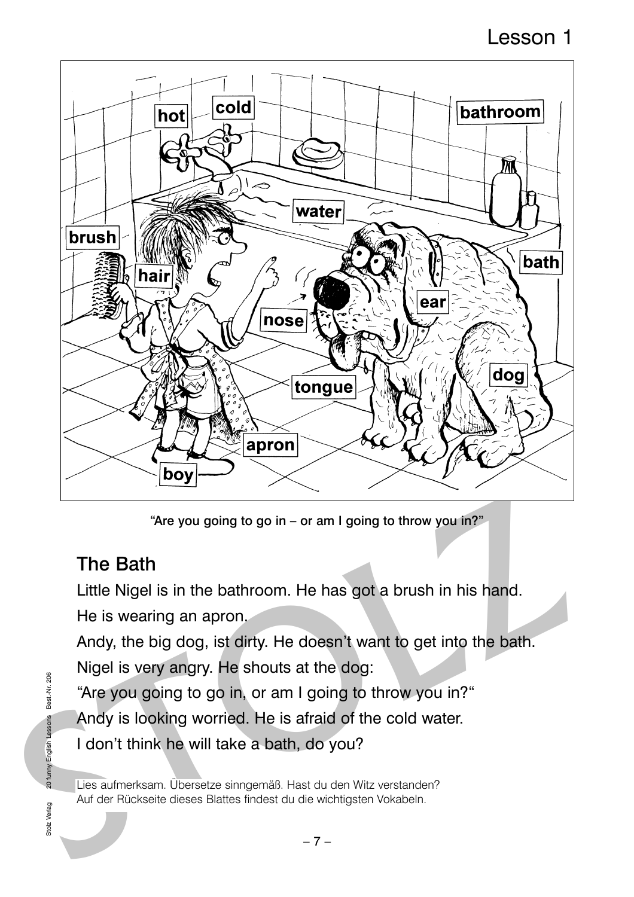# Lesson 1

"Are you going to go in – or am I going to throw you in?"

## The Bath

Little Nigel is in the bathroom. He has got a brush in his hand.

He is wearing an apron.

Andy, the big dog, ist dirty. He doesn't want to get into the bath.

Nigel is very angry. He shouts at the dog:

"Are you going to go in, or am I going to throw you in?"

Andy is looking worried. He is afraid of the cold water.

I don't think he will take a bath, do you?

Lies aufmerksam. Übersetze sinngemäß. Hast du den Witz verstanden?
Auf der Rückseite dieses Blattes findest du die wichtigsten Vokabeln.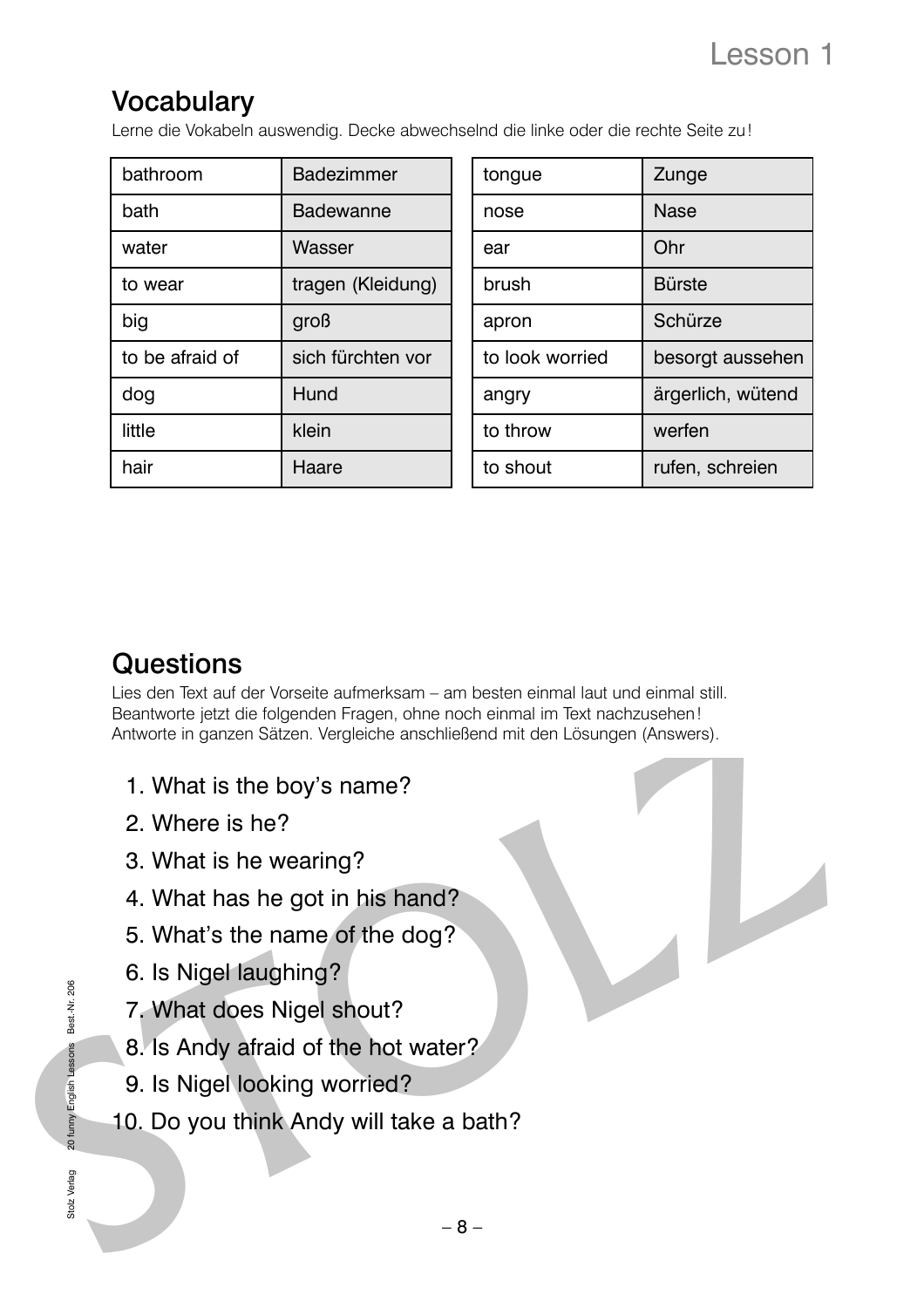## Vocabulary

Lerne die Vokabeln auswendig. Decke abwechselnd die linke oder die rechte Seite zu!

| | |
|---|---|
| bathroom | Badezimmer |
| bath | Badewanne |
| water | Wasser |
| to wear | tragen (Kleidung) |
| big | groß |
| to be afraid of | sich fürchten vor |
| dog | Hund |
| little | klein |
| hair | Haare |

| | |
|---|---|
| tongue | Zunge |
| nose | Nase |
| ear | Ohr |
| brush | Bürste |
| apron | Schürze |
| to look worried | besorgt aussehen |
| angry | ärgerlich, wütend |
| to throw | werfen |
| to shout | rufen, schreien |

## Questions

Lies den Text auf der Vorseite aufmerksam – am besten einmal laut und einmal still. Beantworte jetzt die folgenden Fragen, ohne noch einmal im Text nachzusehen! Antworte in ganzen Sätzen. Vergleiche anschließend mit den Lösungen (Answers).

1. What is the boy's name?
2. Where is he?
3. What is he wearing?
4. What has he got in his hand?
5. What's the name of the dog?
6. Is Nigel laughing?
7. What does Nigel shout?
8. Is Andy afraid of the hot water?
9. Is Nigel looking worried?
10. Do you think Andy will take a bath?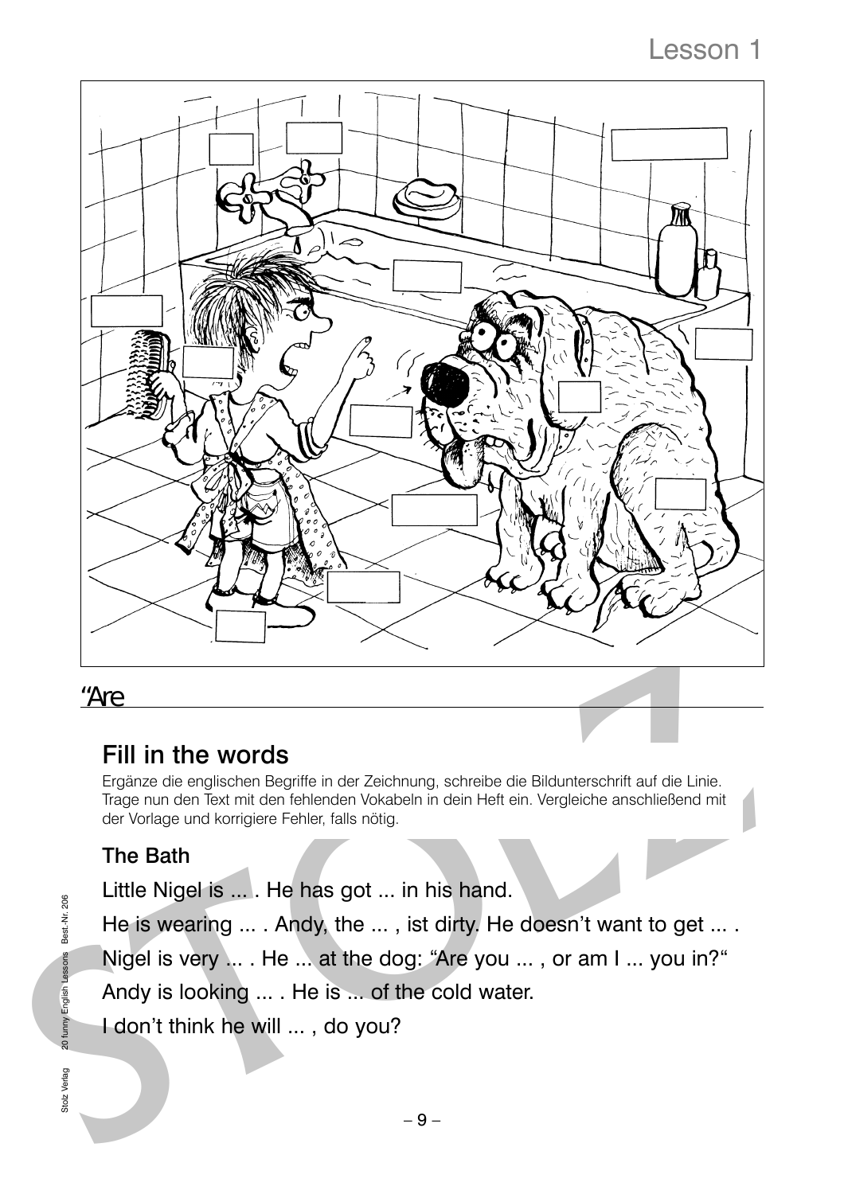“Are

## Fill in the words

Ergänze die englischen Begriffe in der Zeichnung, schreibe die Bildunterschrift auf die Linie. Trage nun den Text mit den fehlenden Vokabeln in dein Heft ein. Vergleiche anschließend mit der Vorlage und korrigiere Fehler, falls nötig.

### The Bath

Little Nigel is ... . He has got ... in his hand.

He is wearing ... . Andy, the ... , ist dirty. He doesn’t want to get ... .

Nigel is very ... . He ... at the dog: “Are you ... , or am I ... you in?“

Andy is looking ... . He is ... of the cold water.

I don’t think he will ... , do you?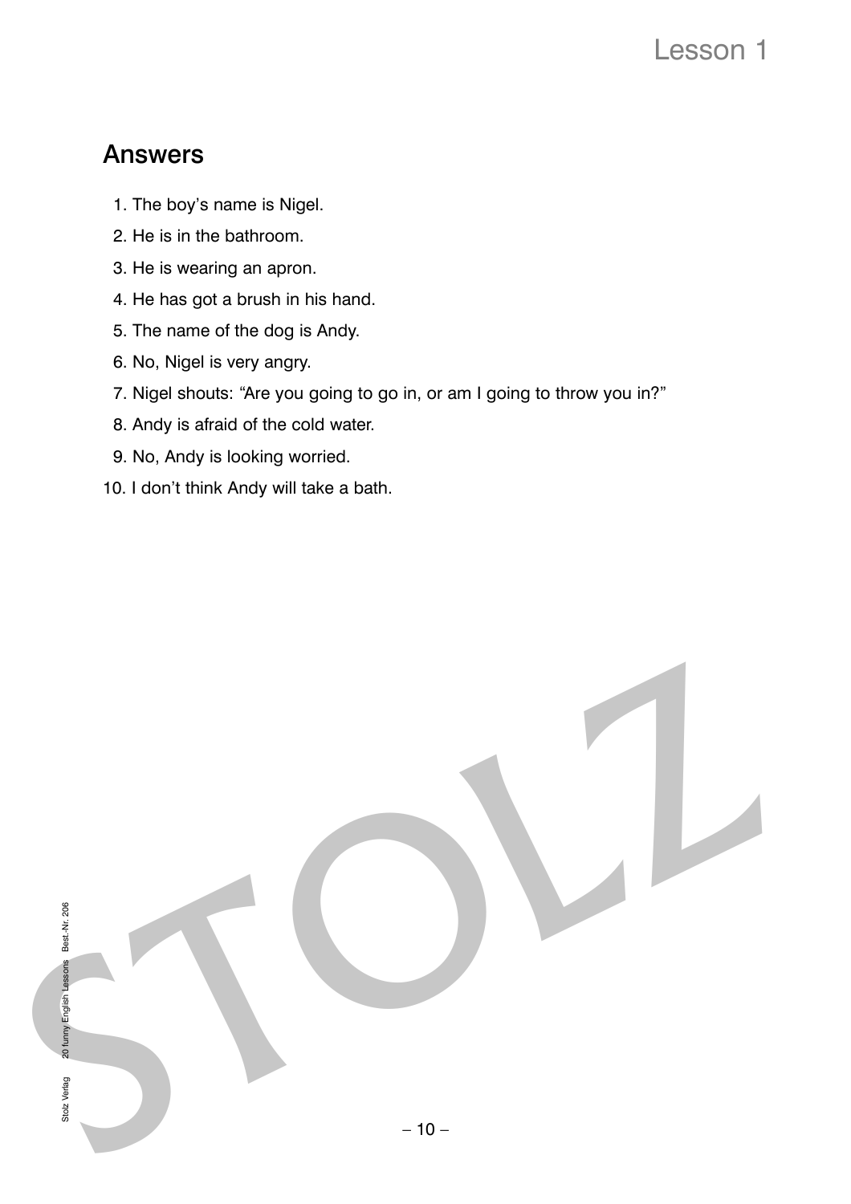## Answers

1. The boy's name is Nigel.
2. He is in the bathroom.
3. He is wearing an apron.
4. He has got a brush in his hand.
5. The name of the dog is Andy.
6. No, Nigel is very angry.
7. Nigel shouts: "Are you going to go in, or am I going to throw you in?"
8. Andy is afraid of the cold water.
9. No, Andy is looking worried.
10. I don't think Andy will take a bath.